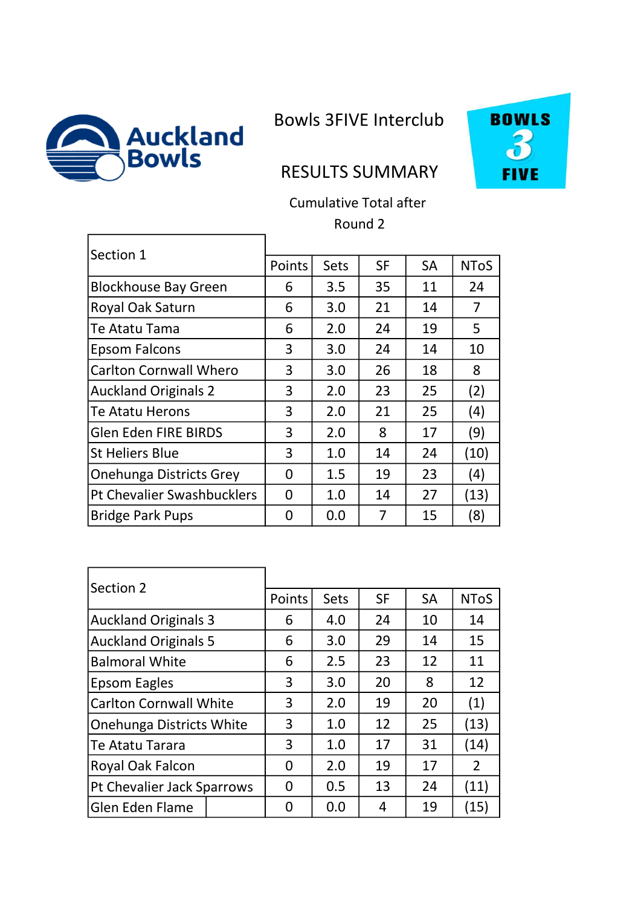Auckland Bowls

# Bowls 3FIVE Interclub

## RESULTS SUMMARY

BOWLS 3 FIVE

Cumulative Total after

Round 2

| Section 1 | Points | Sets | SF | SA | NToS |
|---|---|---|---|---|---|
| Blockhouse Bay Green | 6 | 3.5 | 35 | 11 | 24 |
| Royal Oak Saturn | 6 | 3.0 | 21 | 14 | 7 |
| Te Atatu Tama | 6 | 2.0 | 24 | 19 | 5 |
| Epsom Falcons | 3 | 3.0 | 24 | 14 | 10 |
| Carlton Cornwall Whero | 3 | 3.0 | 26 | 18 | 8 |
| Auckland Originals 2 | 3 | 2.0 | 23 | 25 | (2) |
| Te Atatu Herons | 3 | 2.0 | 21 | 25 | (4) |
| Glen Eden FIRE BIRDS | 3 | 2.0 | 8 | 17 | (9) |
| St Heliers Blue | 3 | 1.0 | 14 | 24 | (10) |
| Onehunga Districts Grey | 0 | 1.5 | 19 | 23 | (4) |
| Pt Chevalier Swashbucklers | 0 | 1.0 | 14 | 27 | (13) |
| Bridge Park Pups | 0 | 0.0 | 7 | 15 | (8) |

| Section 2 | Points | Sets | SF | SA | NToS |
|---|---|---|---|---|---|
| Auckland Originals 3 | 6 | 4.0 | 24 | 10 | 14 |
| Auckland Originals 5 | 6 | 3.0 | 29 | 14 | 15 |
| Balmoral White | 6 | 2.5 | 23 | 12 | 11 |
| Epsom Eagles | 3 | 3.0 | 20 | 8 | 12 |
| Carlton Cornwall White | 3 | 2.0 | 19 | 20 | (1) |
| Onehunga Districts White | 3 | 1.0 | 12 | 25 | (13) |
| Te Atatu Tarara | 3 | 1.0 | 17 | 31 | (14) |
| Royal Oak Falcon | 0 | 2.0 | 19 | 17 | 2 |
| Pt Chevalier Jack Sparrows | 0 | 0.5 | 13 | 24 | (11) |
| Glen Eden Flame | 0 | 0.0 | 4 | 19 | (15) |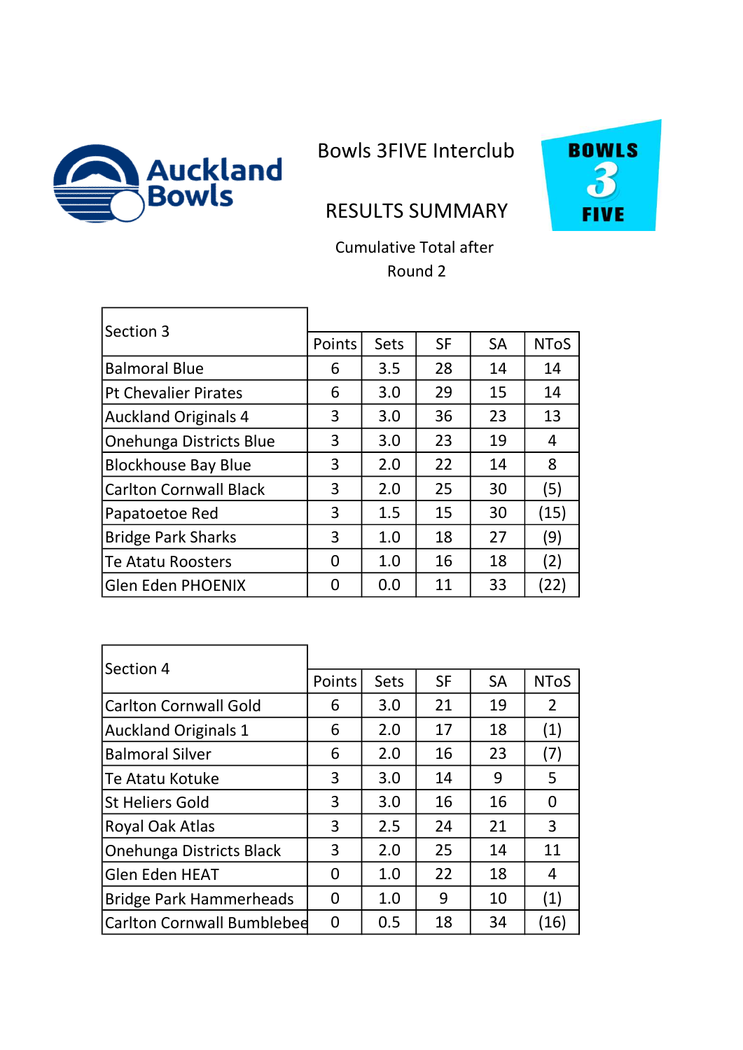Auckland Bowls

# Bowls 3FIVE Interclub

BOWLS 3 FIVE

## RESULTS SUMMARY

Cumulative Total after Round 2

| Section 3 | Points | Sets | SF | SA | NToS |
|---|---|---|---|---|---|
| Balmoral Blue | 6 | 3.5 | 28 | 14 | 14 |
| Pt Chevalier Pirates | 6 | 3.0 | 29 | 15 | 14 |
| Auckland Originals 4 | 3 | 3.0 | 36 | 23 | 13 |
| Onehunga Districts Blue | 3 | 3.0 | 23 | 19 | 4 |
| Blockhouse Bay Blue | 3 | 2.0 | 22 | 14 | 8 |
| Carlton Cornwall Black | 3 | 2.0 | 25 | 30 | (5) |
| Papatoetoe Red | 3 | 1.5 | 15 | 30 | (15) |
| Bridge Park Sharks | 3 | 1.0 | 18 | 27 | (9) |
| Te Atatu Roosters | 0 | 1.0 | 16 | 18 | (2) |
| Glen Eden PHOENIX | 0 | 0.0 | 11 | 33 | (22) |

| Section 4 | Points | Sets | SF | SA | NToS |
|---|---|---|---|---|---|
| Carlton Cornwall Gold | 6 | 3.0 | 21 | 19 | 2 |
| Auckland Originals 1 | 6 | 2.0 | 17 | 18 | (1) |
| Balmoral Silver | 6 | 2.0 | 16 | 23 | (7) |
| Te Atatu Kotuke | 3 | 3.0 | 14 | 9 | 5 |
| St Heliers Gold | 3 | 3.0 | 16 | 16 | 0 |
| Royal Oak Atlas | 3 | 2.5 | 24 | 21 | 3 |
| Onehunga Districts Black | 3 | 2.0 | 25 | 14 | 11 |
| Glen Eden HEAT | 0 | 1.0 | 22 | 18 | 4 |
| Bridge Park Hammerheads | 0 | 1.0 | 9 | 10 | (1) |
| Carlton Cornwall Bumblebee | 0 | 0.5 | 18 | 34 | (16) |